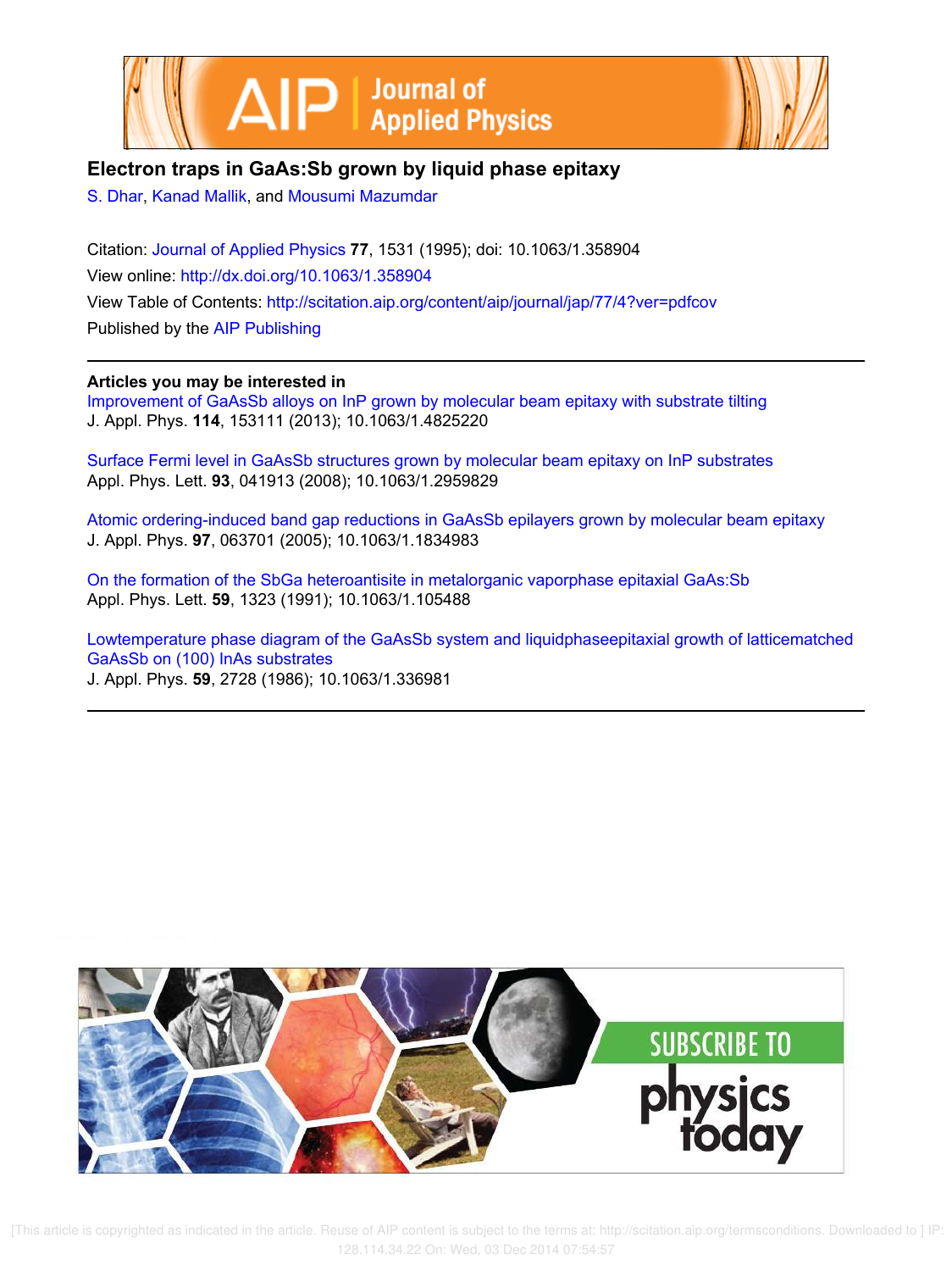# Electron traps in GaAs:Sb grown by liquid phase epitaxy

S. Dhar, Kanad Mallik, and Mousumi Mazumdar

Citation: Journal of Applied Physics **77**, 1531 (1995); doi: 10.1063/1.358904

View online: http://dx.doi.org/10.1063/1.358904

View Table of Contents: http://scitation.aip.org/content/aip/journal/jap/77/4?ver=pdfcov

Published by the AIP Publishing

---

**Articles you may be interested in**

Improvement of GaAsSb alloys on InP grown by molecular beam epitaxy with substrate tilting
J. Appl. Phys. **114**, 153111 (2013); 10.1063/1.4825220

Surface Fermi level in GaAsSb structures grown by molecular beam epitaxy on InP substrates
Appl. Phys. Lett. **93**, 041913 (2008); 10.1063/1.2959829

Atomic ordering-induced band gap reductions in GaAsSb epilayers grown by molecular beam epitaxy
J. Appl. Phys. **97**, 063701 (2005); 10.1063/1.1834983

On the formation of the SbGa heteroantisite in metalorganic vaporphase epitaxial GaAs:Sb
Appl. Phys. Lett. **59**, 1323 (1991); 10.1063/1.105488

Lowtemperature phase diagram of the GaAsSb system and liquidphaseepitaxial growth of latticematched GaAsSb on (100) InAs substrates
J. Appl. Phys. **59**, 2728 (1986); 10.1063/1.336981

---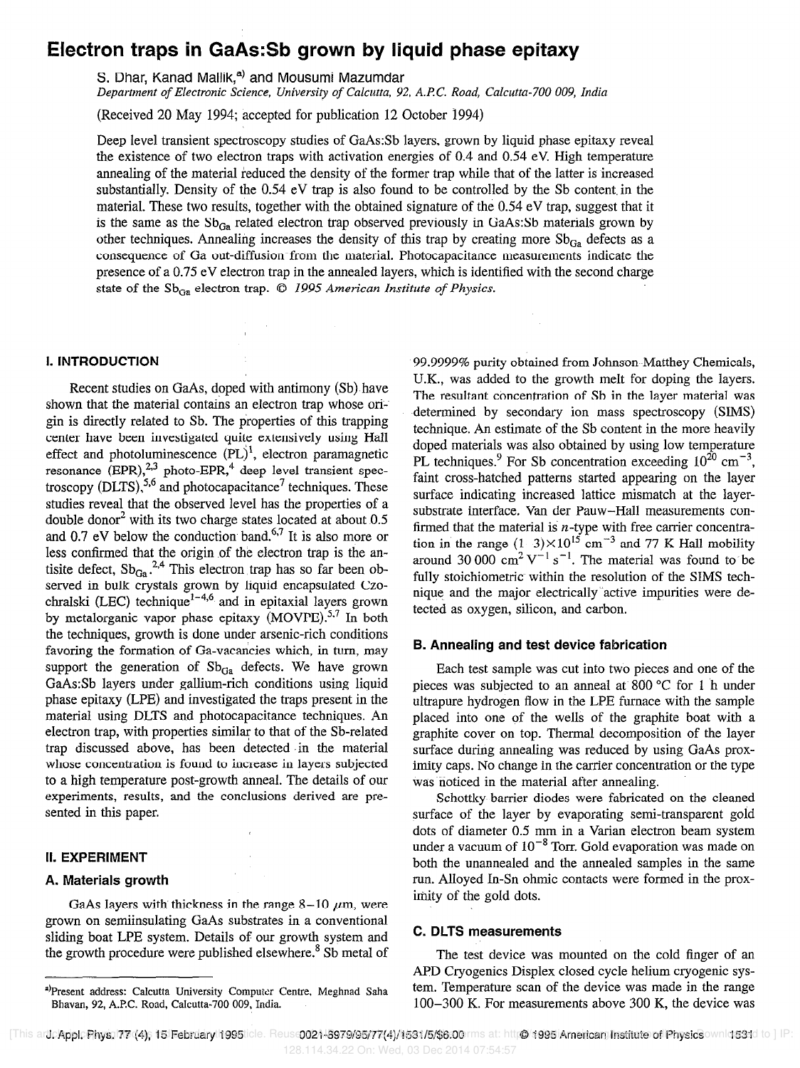# Electron traps in GaAs:Sb grown by liquid phase epitaxy

S. Dhar, Kanad Mallik,[a] and Mousumi Mazumdar

*Department of Electronic Science, University of Calcutta, 92, A.P.C. Road, Calcutta-700 009, India*

(Received 20 May 1994; accepted for publication 12 October 1994)

Deep level transient spectroscopy studies of GaAs:Sb layers, grown by liquid phase epitaxy reveal the existence of two electron traps with activation energies of 0.4 and 0.54 eV. High temperature annealing of the material reduced the density of the former trap while that of the latter is increased substantially. Density of the 0.54 eV trap is also found to be controlled by the Sb content in the material. These two results, together with the obtained signature of the 0.54 eV trap, suggest that it is the same as the $Sb_{Ga}$ related electron trap observed previously in GaAs:Sb materials grown by other techniques. Annealing increases the density of this trap by creating more $Sb_{Ga}$ defects as a consequence of Ga out-diffusion from the material. Photocapacitance measurements indicate the presence of a 0.75 eV electron trap in the annealed layers, which is identified with the second charge state of the $Sb_{Ga}$ electron trap. © *1995 American Institute of Physics.*

## I. INTRODUCTION

Recent studies on GaAs, doped with antimony (Sb) have shown that the material contains an electron trap whose origin is directly related to Sb. The properties of this trapping center have been investigated quite extensively using Hall effect and photoluminescence (PL)[1], electron paramagnetic resonance (EPR),[2,3] photo-EPR,[4] deep level transient spectroscopy (DLTS),[5,6] and photocapacitance[7] techniques. These studies reveal that the observed level has the properties of a double donor[2] with its two charge states located at about 0.5 and 0.7 eV below the conduction band.[6,7] It is also more or less confirmed that the origin of the electron trap is the antisite defect, $Sb_{Ga}$.[2,4] This electron trap has so far been observed in bulk crystals grown by liquid encapsulated Czochralski (LEC) technique[1–4,6] and in epitaxial layers grown by metalorganic vapor phase epitaxy (MOVPE).[5,7] In both the techniques, growth is done under arsenic-rich conditions favoring the formation of Ga-vacancies which, in turn, may support the generation of $Sb_{Ga}$ defects. We have grown GaAs:Sb layers under gallium-rich conditions using liquid phase epitaxy (LPE) and investigated the traps present in the material using DLTS and photocapacitance techniques. An electron trap, with properties similar to that of the Sb-related trap discussed above, has been detected in the material whose concentration is found to increase in layers subjected to a high temperature post-growth anneal. The details of our experiments, results, and the conclusions derived are presented in this paper.

## II. EXPERIMENT

### A. Materials growth

GaAs layers with thickness in the range 8–10 $\mu$m, were grown on semiinsulating GaAs substrates in a conventional sliding boat LPE system. Details of our growth system and the growth procedure were published elsewhere.[8] Sb metal of 99.9999% purity obtained from Johnson Matthey Chemicals, U.K., was added to the growth melt for doping the layers. The resultant concentration of Sb in the layer material was determined by secondary ion mass spectroscopy (SIMS) technique. An estimate of the Sb content in the more heavily doped materials was also obtained by using low temperature PL techniques.[9] For Sb concentration exceeding $10^{20}$ cm$^{-3}$, faint cross-hatched patterns started appearing on the layer surface indicating increased lattice mismatch at the layer-substrate interface. Van der Pauw–Hall measurements confirmed that the material is *n*-type with free carrier concentration in the range $(1–3)\times10^{15}$ cm$^{-3}$ and 77 K Hall mobility around 30 000 cm$^2$ V$^{-1}$ s$^{-1}$. The material was found to be fully stoichiometric within the resolution of the SIMS technique and the major electrically active impurities were detected as oxygen, silicon, and carbon.

### B. Annealing and test device fabrication

Each test sample was cut into two pieces and one of the pieces was subjected to an anneal at 800 °C for 1 h under ultrapure hydrogen flow in the LPE furnace with the sample placed into one of the wells of the graphite boat with a graphite cover on top. Thermal decomposition of the layer surface during annealing was reduced by using GaAs proximity caps. No change in the carrier concentration or the type was noticed in the material after annealing.

Schottky barrier diodes were fabricated on the cleaned surface of the layer by evaporating semi-transparent gold dots of diameter 0.5 mm in a Varian electron beam system under a vacuum of $10^{-8}$ Torr. Gold evaporation was made on both the unannealed and the annealed samples in the same run. Alloyed In-Sn ohmic contacts were formed in the proximity of the gold dots.

### C. DLTS measurements

The test device was mounted on the cold finger of an APD Cryogenics Displex closed cycle helium cryogenic system. Temperature scan of the device was made in the range 100–300 K. For measurements above 300 K, the device was

[a]Present address: Calcutta University Computer Centre, Meghnad Saha Bhavan, 92, A.P.C. Road, Calcutta-700 009, India.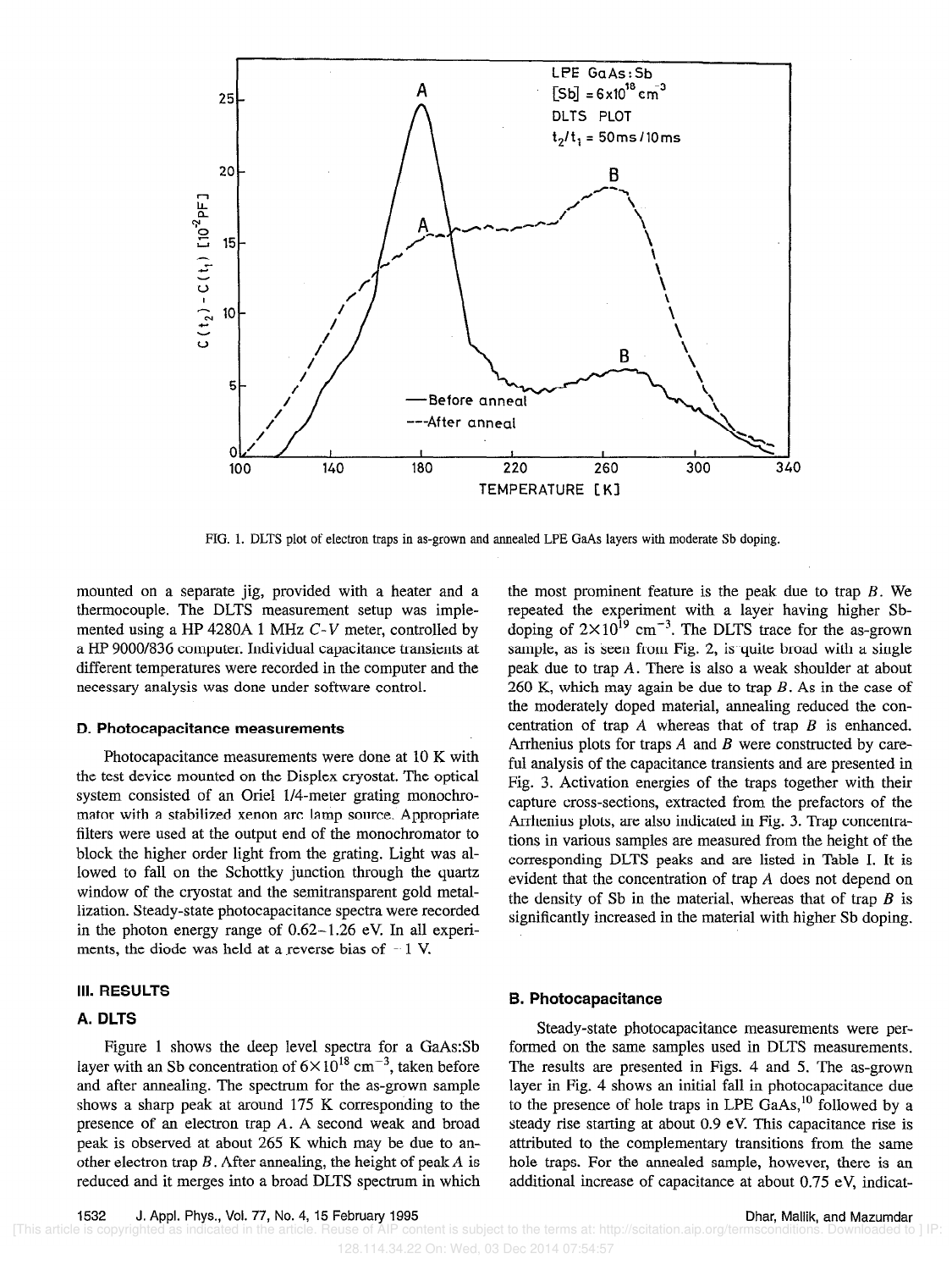FIG. 1. DLTS plot of electron traps in as-grown and annealed LPE GaAs layers with moderate Sb doping.

mounted on a separate jig, provided with a heater and a thermocouple. The DLTS measurement setup was implemented using a HP 4280A 1 MHz $C-V$ meter, controlled by a HP 9000/836 computer. Individual capacitance transients at different temperatures were recorded in the computer and the necessary analysis was done under software control.

### D. Photocapacitance measurements

Photocapacitance measurements were done at 10 K with the test device mounted on the Displex cryostat. The optical system consisted of an Oriel 1/4-meter grating monochromator with a stabilized xenon arc lamp source. Appropriate filters were used at the output end of the monochromator to block the higher order light from the grating. Light was allowed to fall on the Schottky junction through the quartz window of the cryostat and the semitransparent gold metallization. Steady-state photocapacitance spectra were recorded in the photon energy range of 0.62–1.26 eV. In all experiments, the diode was held at a reverse bias of $-1$ V.

## III. RESULTS

### A. DLTS

Figure 1 shows the deep level spectra for a GaAs:Sb layer with an Sb concentration of $6\times10^{18}$ cm$^{-3}$, taken before and after annealing. The spectrum for the as-grown sample shows a sharp peak at around 175 K corresponding to the presence of an electron trap $A$. A second weak and broad peak is observed at about 265 K which may be due to another electron trap $B$. After annealing, the height of peak $A$ is reduced and it merges into a broad DLTS spectrum in which the most prominent feature is the peak due to trap $B$. We repeated the experiment with a layer having higher Sb-doping of $2\times10^{19}$ cm$^{-3}$. The DLTS trace for the as-grown sample, as is seen from Fig. 2, is quite broad with a single peak due to trap $A$. There is also a weak shoulder at about 260 K, which may again be due to trap $B$. As in the case of the moderately doped material, annealing reduced the concentration of trap $A$ whereas that of trap $B$ is enhanced. Arrhenius plots for traps $A$ and $B$ were constructed by careful analysis of the capacitance transients and are presented in Fig. 3. Activation energies of the traps together with their capture cross-sections, extracted from the prefactors of the Arrhenius plots, are also indicated in Fig. 3. Trap concentrations in various samples are measured from the height of the corresponding DLTS peaks and are listed in Table I. It is evident that the concentration of trap $A$ does not depend on the density of Sb in the material, whereas that of trap $B$ is significantly increased in the material with higher Sb doping.

### B. Photocapacitance

Steady-state photocapacitance measurements were performed on the same samples used in DLTS measurements. The results are presented in Figs. 4 and 5. The as-grown layer in Fig. 4 shows an initial fall in photocapacitance due to the presence of hole traps in LPE GaAs,[10] followed by a steady rise starting at about 0.9 eV. This capacitance rise is attributed to the complementary transitions from the same hole traps. For the annealed sample, however, there is an additional increase of capacitance at about 0.75 eV, indicat-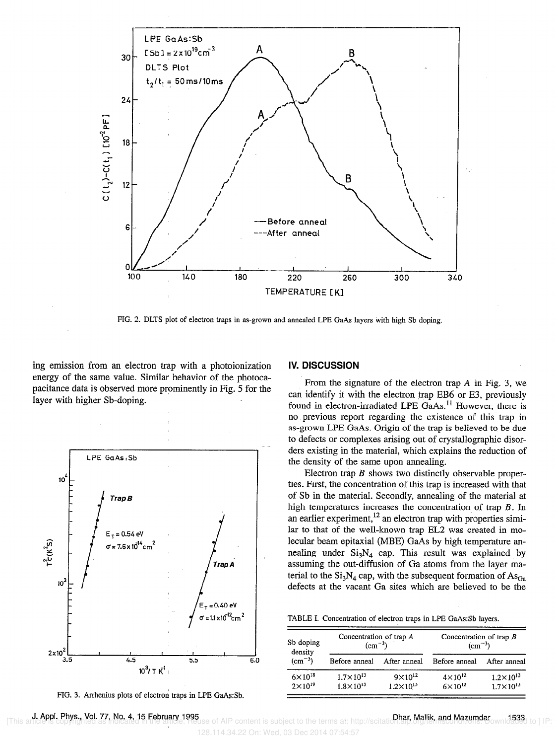FIG. 2. DLTS plot of electron traps in as-grown and annealed LPE GaAs layers with high Sb doping.

ing emission from an electron trap with a photoionization energy of the same value. Similar behavior of the photocapacitance data is observed more prominently in Fig. 5 for the layer with higher Sb-doping.

FIG. 3. Arrhenius plots of electron traps in LPE GaAs:Sb.

## IV. DISCUSSION

From the signature of the electron trap *A* in Fig. 3, we can identify it with the electron trap EB6 or E3, previously found in electron-irradiated LPE GaAs.[11] However, there is no previous report regarding the existence of this trap in as-grown LPE GaAs. Origin of the trap is believed to be due to defects or complexes arising out of crystallographic disorders existing in the material, which explains the reduction of the density of the same upon annealing.

Electron trap *B* shows two distinctly observable properties. First, the concentration of this trap is increased with that of Sb in the material. Secondly, annealing of the material at high temperatures increases the concentration of trap *B*. In an earlier experiment,[12] an electron trap with properties similar to that of the well-known trap EL2 was created in molecular beam epitaxial (MBE) GaAs by high temperature annealing under $Si_3N_4$ cap. This result was explained by assuming the out-diffusion of Ga atoms from the layer material to the $Si_3N_4$ cap, with the subsequent formation of $As_{Ga}$ defects at the vacant Ga sites which are believed to be the

TABLE I. Concentration of electron traps in LPE GaAs:Sb layers.

| Sb doping density ($cm^{-3}$) | Concentration of trap *A* ($cm^{-3}$) | | Concentration of trap *B* ($cm^{-3}$) | |
|---|---|---|---|---|
| | Before anneal | After anneal | Before anneal | After anneal |
| $6\times10^{18}$ | $1.7\times10^{13}$ | $9\times10^{12}$ | $4\times10^{12}$ | $1.2\times10^{13}$ |
| $2\times10^{19}$ | $1.8\times10^{13}$ | $1.2\times10^{13}$ | $6\times10^{12}$ | $1.7\times10^{13}$ |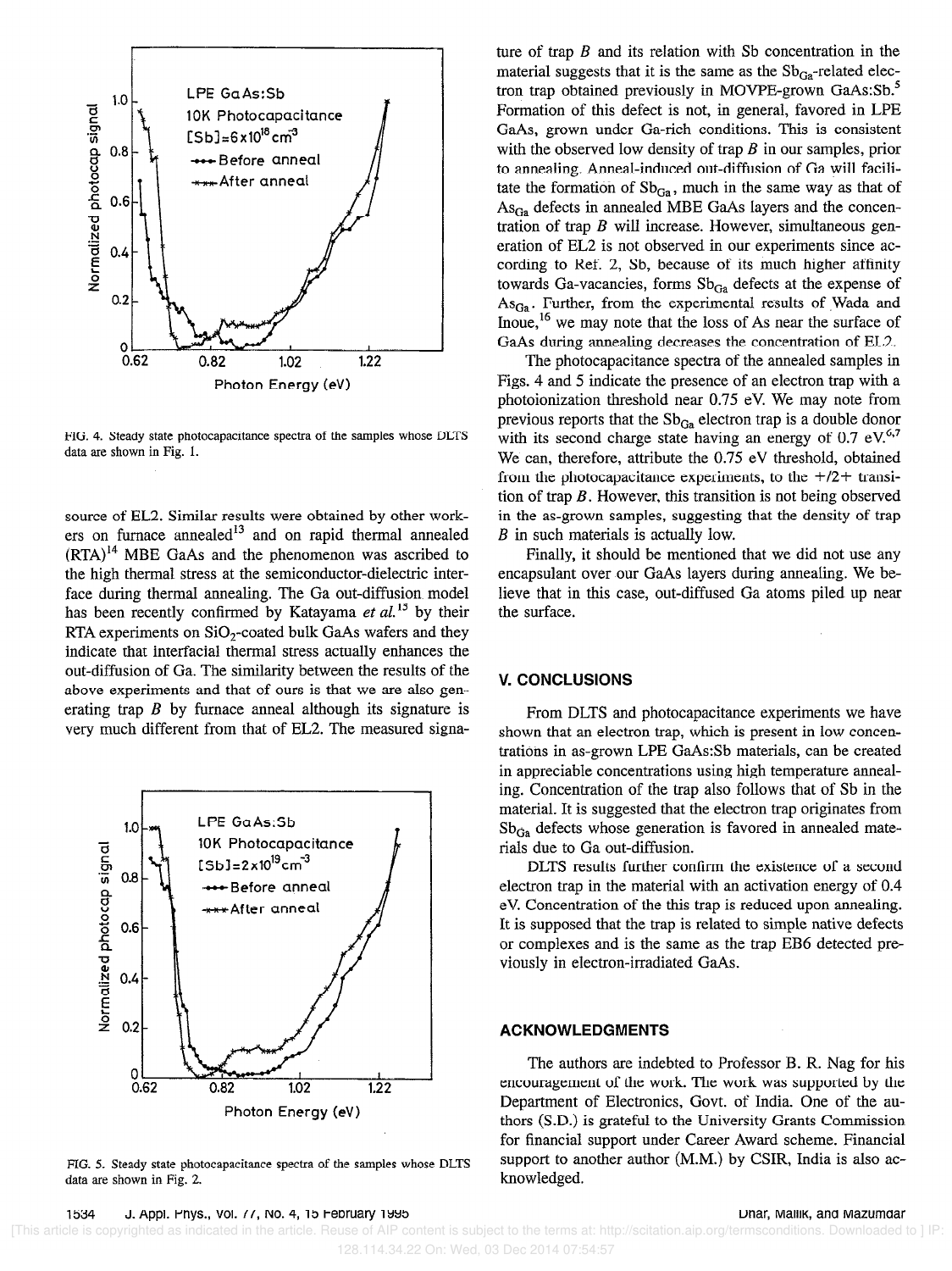FIG. 4. Steady state photocapacitance spectra of the samples whose DLTS data are shown in Fig. 1.

source of EL2. Similar results were obtained by other workers on furnace annealed[13] and on rapid thermal annealed (RTA)[14] MBE GaAs and the phenomenon was ascribed to the high thermal stress at the semiconductor-dielectric interface during thermal annealing. The Ga out-diffusion model has been recently confirmed by Katayama *et al.*[15] by their RTA experiments on $SiO_2$-coated bulk GaAs wafers and they indicate that interfacial thermal stress actually enhances the out-diffusion of Ga. The similarity between the results of the above experiments and that of ours is that we are also generating trap *B* by furnace anneal although its signature is very much different from that of EL2. The measured signature of trap *B* and its relation with Sb concentration in the material suggests that it is the same as the $Sb_{Ga}$-related electron trap obtained previously in MOVPE-grown GaAs:Sb.[5] Formation of this defect is not, in general, favored in LPE GaAs, grown under Ga-rich conditions. This is consistent with the observed low density of trap *B* in our samples, prior to annealing. Anneal-induced out-diffusion of Ga will facilitate the formation of $Sb_{Ga}$, much in the same way as that of $As_{Ga}$ defects in annealed MBE GaAs layers and the concentration of trap *B* will increase. However, simultaneous generation of EL2 is not observed in our experiments since according to Ref. 2, Sb, because of its much higher affinity towards Ga-vacancies, forms $Sb_{Ga}$ defects at the expense of $As_{Ga}$. Further, from the experimental results of Wada and Inoue,[16] we may note that the loss of As near the surface of GaAs during annealing decreases the concentration of EL2.

FIG. 5. Steady state photocapacitance spectra of the samples whose DLTS data are shown in Fig. 2.

The photocapacitance spectra of the annealed samples in Figs. 4 and 5 indicate the presence of an electron trap with a photoionization threshold near 0.75 eV. We may note from previous reports that the $Sb_{Ga}$ electron trap is a double donor with its second charge state having an energy of 0.7 eV.[6,7] We can, therefore, attribute the 0.75 eV threshold, obtained from the photocapacitance experiments, to the $+/2+$ transition of trap *B*. However, this transition is not being observed in the as-grown samples, suggesting that the density of trap *B* in such materials is actually low.

Finally, it should be mentioned that we did not use any encapsulant over our GaAs layers during annealing. We believe that in this case, out-diffused Ga atoms piled up near the surface.

## V. CONCLUSIONS

From DLTS and photocapacitance experiments we have shown that an electron trap, which is present in low concentrations in as-grown LPE GaAs:Sb materials, can be created in appreciable concentrations using high temperature annealing. Concentration of the trap also follows that of Sb in the material. It is suggested that the electron trap originates from $Sb_{Ga}$ defects whose generation is favored in annealed materials due to Ga out-diffusion.

DLTS results further confirm the existence of a second electron trap in the material with an activation energy of 0.4 eV. Concentration of the this trap is reduced upon annealing. It is supposed that the trap is related to simple native defects or complexes and is the same as the trap EB6 detected previously in electron-irradiated GaAs.

## ACKNOWLEDGMENTS

The authors are indebted to Professor B. R. Nag for his encouragement of the work. The work was supported by the Department of Electronics, Govt. of India. One of the authors (S.D.) is grateful to the University Grants Commission for financial support under Career Award scheme. Financial support to another author (M.M.) by CSIR, India is also acknowledged.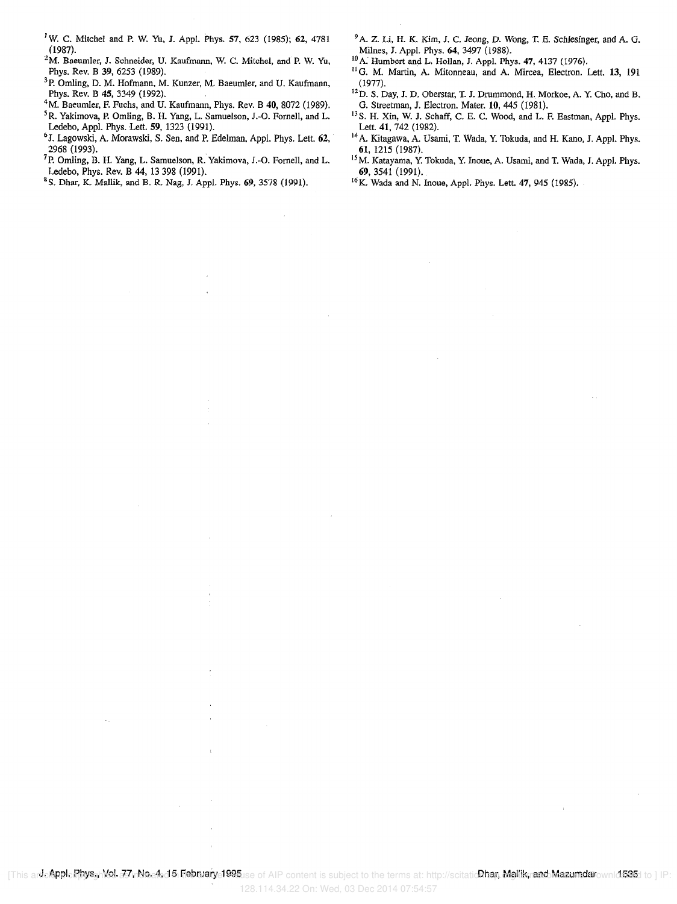[1] W. C. Mitchel and P. W. Yu, J. Appl. Phys. **57**, 623 (1985); **62**, 4781 (1987).

[2] M. Baeumler, J. Schneider, U. Kaufmann, W. C. Mitchel, and P. W. Yu, Phys. Rev. B **39**, 6253 (1989).

[3] P. Omling, D. M. Hofmann, M. Kunzer, M. Baeumler, and U. Kaufmann, Phys. Rev. B **45**, 3349 (1992).

[4] M. Baeumler, F. Fuchs, and U. Kaufmann, Phys. Rev. B **40**, 8072 (1989).

[5] R. Yakimova, P. Omling, B. H. Yang, L. Samuelson, J.-O. Fornell, and L. Ledebo, Appl. Phys. Lett. **59**, 1323 (1991).

[6] J. Lagowski, A. Morawski, S. Sen, and P. Edelman, Appl. Phys. Lett. **62**, 2968 (1993).

[7] P. Omling, B. H. Yang, L. Samuelson, R. Yakimova, J.-O. Fornell, and L. Ledebo, Phys. Rev. B **44**, 13 398 (1991).

[8] S. Dhar, K. Mallik, and B. R. Nag, J. Appl. Phys. **69**, 3578 (1991).

[9] A. Z. Li, H. K. Kim, J. C. Jeong, D. Wong, T. E. Schlesinger, and A. G. Milnes, J. Appl. Phys. **64**, 3497 (1988).

[10] A. Humbert and L. Hollan, J. Appl. Phys. **47**, 4137 (1976).

[11] G. M. Martin, A. Mitonneau, and A. Mircea, Electron. Lett. **13**, 191 (1977).

[12] D. S. Day, J. D. Oberstar, T. J. Drummond, H. Morkoe, A. Y. Cho, and B. G. Streetman, J. Electron. Mater. **10**, 445 (1981).

[13] S. H. Xin, W. J. Schaff, C. E. C. Wood, and L. F. Eastman, Appl. Phys. Lett. **41**, 742 (1982).

[14] A. Kitagawa, A. Usami, T. Wada, Y. Tokuda, and H. Kano, J. Appl. Phys. **61**, 1215 (1987).

[15] M. Katayama, Y. Tokuda, Y. Inoue, A. Usami, and T. Wada, J. Appl. Phys. **69**, 3541 (1991).

[16] K. Wada and N. Inoue, Appl. Phys. Lett. **47**, 945 (1985).